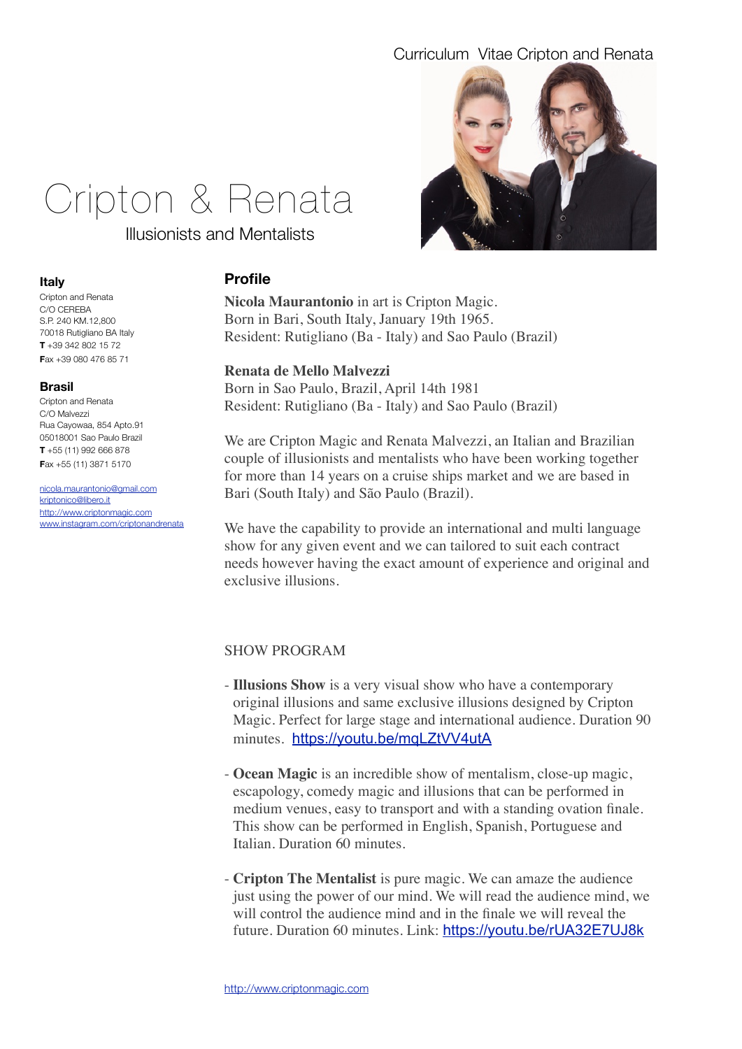Curriculum  Vitae Cripton and Renata

# Cripton & Renata

Illusionists and Mentalists

**Italy**
Cripton and Renata
C/O CEREBA
S.P. 240 KM.12,800
70018 Rutigliano BA Italy
**T** +39 342 802 15 72
**F**ax +39 080 476 85 71

**Brasil**
Cripton and Renata
C/O Malvezzi
Rua Cayowaa, 854 Apto.91
05018001 Sao Paulo Brazil
**T** +55 (11) 992 666 878
**F**ax +55 (11) 3871 5170

nicola.maurantonio@gmail.com
kriptonico@libero.it
http://www.criptonmagic.com
www.instagram.com/criptonandrenata

## Profile

**Nicola Maurantonio** in art is Cripton Magic.
Born in Bari, South Italy, January 19th 1965.
Resident: Rutigliano (Ba - Italy) and Sao Paulo (Brazil)

**Renata de Mello Malvezzi**
Born in Sao Paulo, Brazil, April 14th 1981
Resident: Rutigliano (Ba - Italy) and Sao Paulo (Brazil)

We are Cripton Magic and Renata Malvezzi, an Italian and Brazilian couple of illusionists and mentalists who have been working together for more than 14 years on a cruise ships market and we are based in Bari (South Italy) and São Paulo (Brazil).

We have the capability to provide an international and multi language show for any given event and we can tailored to suit each contract needs however having the exact amount of experience and original and exclusive illusions.

SHOW PROGRAM

- **Illusions Show** is a very visual show who have a contemporary original illusions and same exclusive illusions designed by Cripton Magic. Perfect for large stage and international audience. Duration 90 minutes. https://youtu.be/mqLZtVV4utA

- **Ocean Magic** is an incredible show of mentalism, close-up magic, escapology, comedy magic and illusions that can be performed in medium venues, easy to transport and with a standing ovation finale. This show can be performed in English, Spanish, Portuguese and Italian. Duration 60 minutes.

- **Cripton The Mentalist** is pure magic. We can amaze the audience just using the power of our mind. We will read the audience mind, we will control the audience mind and in the finale we will reveal the future. Duration 60 minutes. Link: https://youtu.be/rUA32E7UJ8k

http://www.criptonmagic.com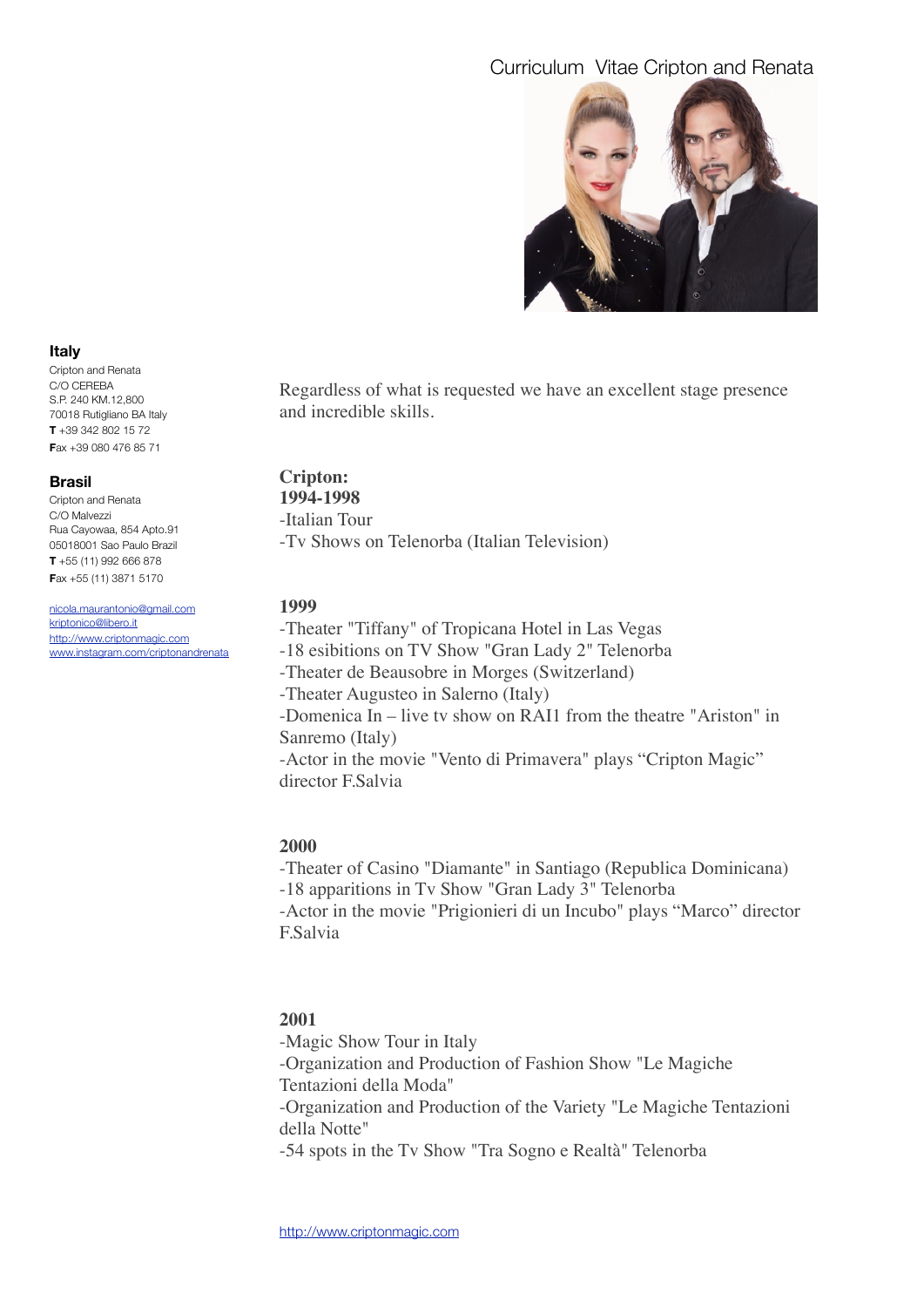# Curriculum Vitae Cripton and Renata

**Italy**
Cripton and Renata
C/O CEREBA
S.P. 240 KM.12,800
70018 Rutigliano BA Italy
**T** +39 342 802 15 72
**F**ax +39 080 476 85 71

**Brasil**
Cripton and Renata
C/O Malvezzi
Rua Cayowaa, 854 Apto.91
05018001 Sao Paulo Brazil
**T** +55 (11) 992 666 878
**F**ax +55 (11) 3871 5170

nicola.maurantonio@gmail.com
kriptonico@libero.it
http://www.criptonmagic.com
www.instagram.com/criptonandrenata

Regardless of what is requested we have an excellent stage presence and incredible skills.

**Cripton:**
**1994-1998**
-Italian Tour
-Tv Shows on Telenorba (Italian Television)

**1999**
-Theater "Tiffany" of Tropicana Hotel in Las Vegas
-18 esibitions on TV Show "Gran Lady 2" Telenorba
-Theater de Beausobre in Morges (Switzerland)
-Theater Augusteo in Salerno (Italy)
-Domenica In – live tv show on RAI1 from the theatre "Ariston" in Sanremo (Italy)
-Actor in the movie "Vento di Primavera" plays "Cripton Magic" director F.Salvia

**2000**
-Theater of Casino "Diamante" in Santiago (Republica Dominicana)
-18 apparitions in Tv Show "Gran Lady 3" Telenorba
-Actor in the movie "Prigionieri di un Incubo" plays "Marco" director F.Salvia

**2001**
-Magic Show Tour in Italy
-Organization and Production of Fashion Show "Le Magiche Tentazioni della Moda"
-Organization and Production of the Variety "Le Magiche Tentazioni della Notte"
-54 spots in the Tv Show "Tra Sogno e Realtà" Telenorba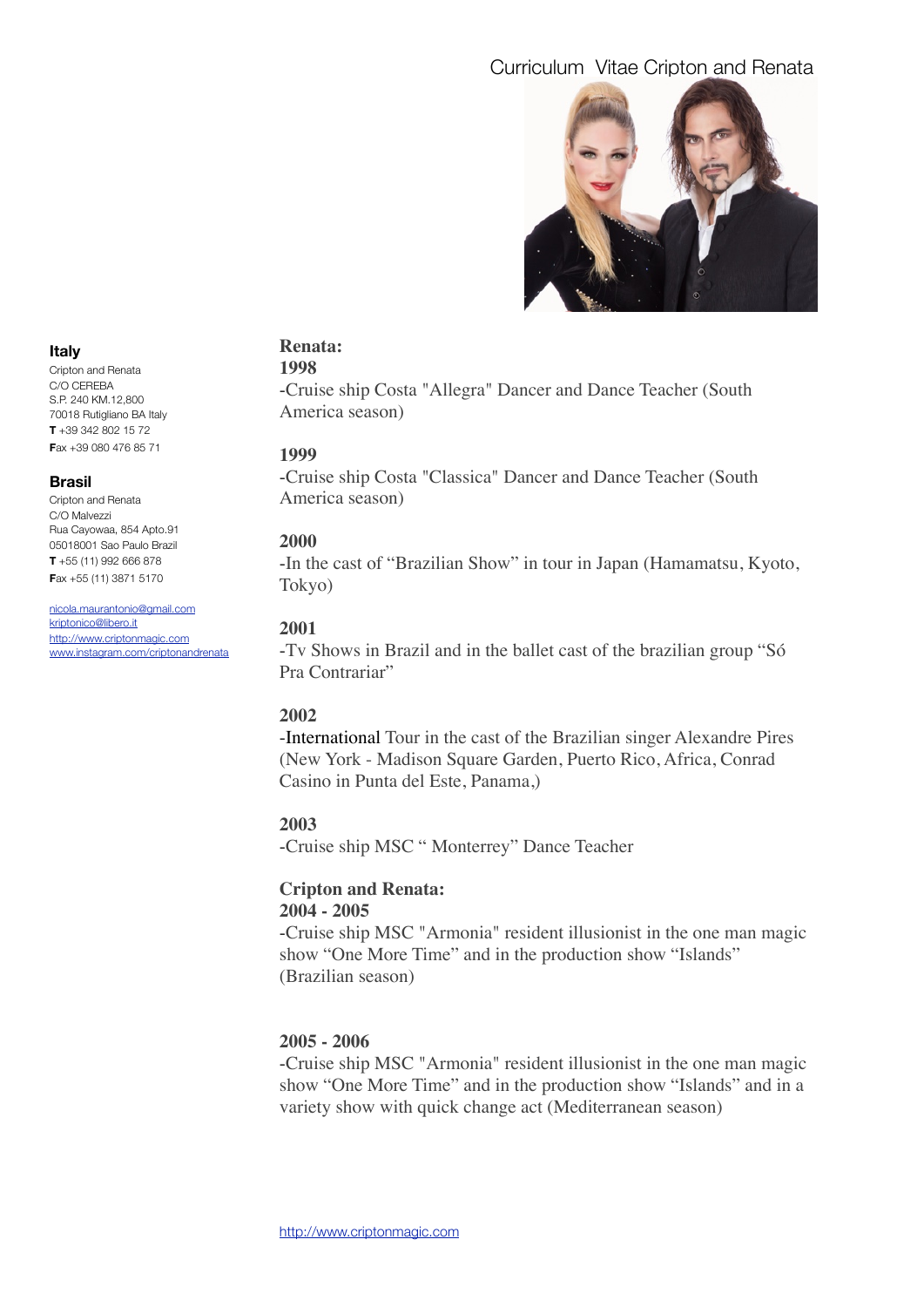# Curriculum Vitae Cripton and Renata

**Italy**
Cripton and Renata
C/O CEREBA
S.P. 240 KM.12,800
70018 Rutigliano BA Italy
**T** +39 342 802 15 72
**F**ax +39 080 476 85 71

**Brasil**
Cripton and Renata
C/O Malvezzi
Rua Cayowaa, 854 Apto.91
05018001 Sao Paulo Brazil
**T** +55 (11) 992 666 878
**F**ax +55 (11) 3871 5170

nicola.maurantonio@gmail.com
kriptonico@libero.it
http://www.criptonmagic.com
www.instagram.com/criptonandrenata

**Renata:**

**1998**
-Cruise ship Costa "Allegra" Dancer and Dance Teacher (South America season)

**1999**
-Cruise ship Costa "Classica" Dancer and Dance Teacher (South America season)

**2000**
-In the cast of “Brazilian Show” in tour in Japan (Hamamatsu, Kyoto, Tokyo)

**2001**
-Tv Shows in Brazil and in the ballet cast of the brazilian group “Só Pra Contrariar”

**2002**
-International Tour in the cast of the Brazilian singer Alexandre Pires (New York - Madison Square Garden, Puerto Rico, Africa, Conrad Casino in Punta del Este, Panama,)

**2003**
-Cruise ship MSC “ Monterrey” Dance Teacher

**Cripton and Renata:**

**2004 - 2005**
-Cruise ship MSC "Armonia" resident illusionist in the one man magic show “One More Time” and in the production show “Islands” (Brazilian season)

**2005 - 2006**
-Cruise ship MSC "Armonia" resident illusionist in the one man magic show “One More Time” and in the production show “Islands” and in a variety show with quick change act (Mediterranean season)

http://www.criptonmagic.com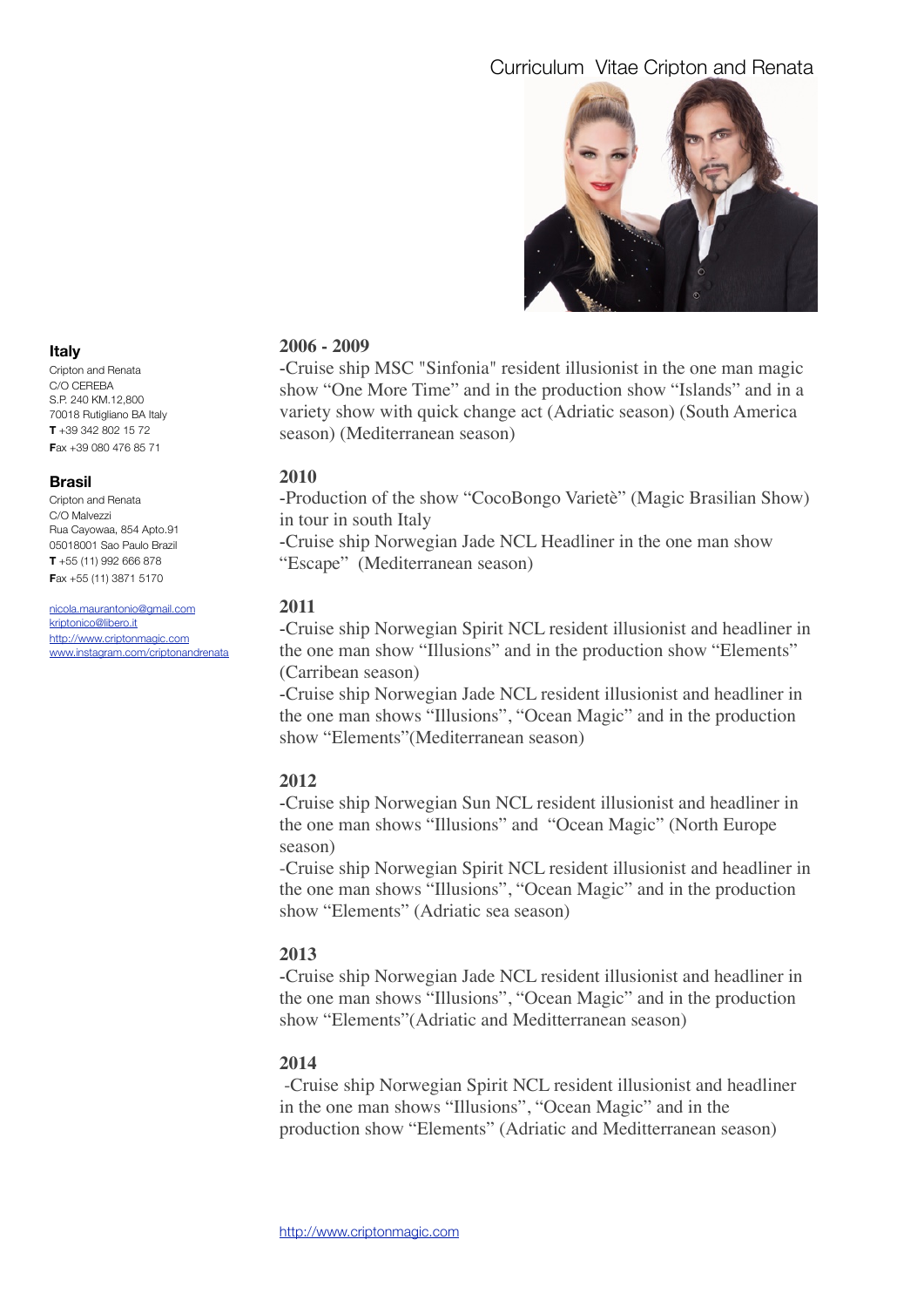# Curriculum Vitae Cripton and Renata

### Italy

Cripton and Renata
C/O CEREBA
S.P. 240 KM.12,800
70018 Rutigliano BA Italy
**T** +39 342 802 15 72
**F**ax +39 080 476 85 71

### Brasil

Cripton and Renata
C/O Malvezzi
Rua Cayowaa, 854 Apto.91
05018001 Sao Paulo Brazil
**T** +55 (11) 992 666 878
**F**ax +55 (11) 3871 5170

nicola.maurantonio@gmail.com
kriptonico@libero.it
http://www.criptonmagic.com
www.instagram.com/criptonandrenata

**2006 - 2009**

-Cruise ship MSC "Sinfonia" resident illusionist in the one man magic show "One More Time" and in the production show "Islands" and in a variety show with quick change act (Adriatic season) (South America season) (Mediterranean season)

**2010**

-Production of the show "CocoBongo Varietè" (Magic Brasilian Show) in tour in south Italy

-Cruise ship Norwegian Jade NCL Headliner in the one man show "Escape" (Mediterranean season)

**2011**

-Cruise ship Norwegian Spirit NCL resident illusionist and headliner in the one man show "Illusions" and in the production show "Elements" (Carribean season)

-Cruise ship Norwegian Jade NCL resident illusionist and headliner in the one man shows "Illusions", "Ocean Magic" and in the production show "Elements"(Mediterranean season)

**2012**

-Cruise ship Norwegian Sun NCL resident illusionist and headliner in the one man shows "Illusions" and "Ocean Magic" (North Europe season)

-Cruise ship Norwegian Spirit NCL resident illusionist and headliner in the one man shows "Illusions", "Ocean Magic" and in the production show "Elements" (Adriatic sea season)

**2013**

-Cruise ship Norwegian Jade NCL resident illusionist and headliner in the one man shows "Illusions", "Ocean Magic" and in the production show "Elements"(Adriatic and Meditterranean season)

**2014**

-Cruise ship Norwegian Spirit NCL resident illusionist and headliner in the one man shows "Illusions", "Ocean Magic" and in the production show "Elements" (Adriatic and Meditterranean season)

http://www.criptonmagic.com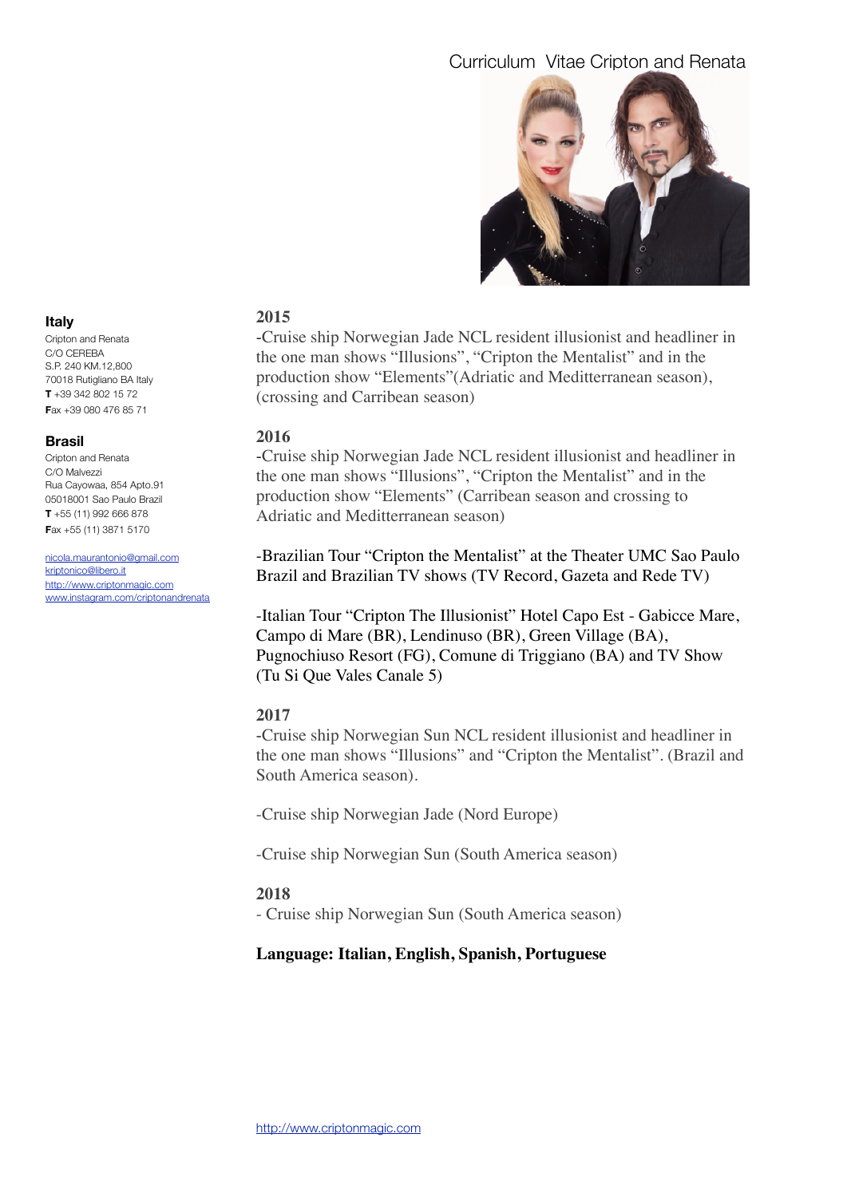# Curriculum Vitae Cripton and Renata

**Italy**
Cripton and Renata
C/O CEREBA
S.P. 240 KM.12,800
70018 Rutigliano BA Italy
**T** +39 342 802 15 72
**F**ax +39 080 476 85 71

**Brasil**
Cripton and Renata
C/O Malvezzi
Rua Cayowaa, 854 Apto.91
05018001 Sao Paulo Brazil
**T** +55 (11) 992 666 878
**F**ax +55 (11) 3871 5170

nicola.maurantonio@gmail.com
kriptonico@libero.it
http://www.criptonmagic.com
www.instagram.com/criptonandrenata

**2015**

-Cruise ship Norwegian Jade NCL resident illusionist and headliner in the one man shows “Illusions”, “Cripton the Mentalist” and in the production show “Elements”(Adriatic and Meditterranean season), (crossing and Carribean season)

**2016**

-Cruise ship Norwegian Jade NCL resident illusionist and headliner in the one man shows “Illusions”, “Cripton the Mentalist” and in the production show “Elements” (Carribean season and crossing to Adriatic and Meditterranean season)

-Brazilian Tour “Cripton the Mentalist” at the Theater UMC Sao Paulo Brazil and Brazilian TV shows (TV Record, Gazeta and Rede TV)

-Italian Tour “Cripton The Illusionist” Hotel Capo Est - Gabicce Mare, Campo di Mare (BR), Lendinuso (BR), Green Village (BA), Pugnochiuso Resort (FG), Comune di Triggiano (BA) and TV Show (Tu Si Que Vales Canale 5)

**2017**

-Cruise ship Norwegian Sun NCL resident illusionist and headliner in the one man shows “Illusions” and “Cripton the Mentalist”. (Brazil and South America season).

-Cruise ship Norwegian Jade (Nord Europe)

-Cruise ship Norwegian Sun (South America season)

**2018**

- Cruise ship Norwegian Sun (South America season)

**Language: Italian, English, Spanish, Portuguese**

http://www.criptonmagic.com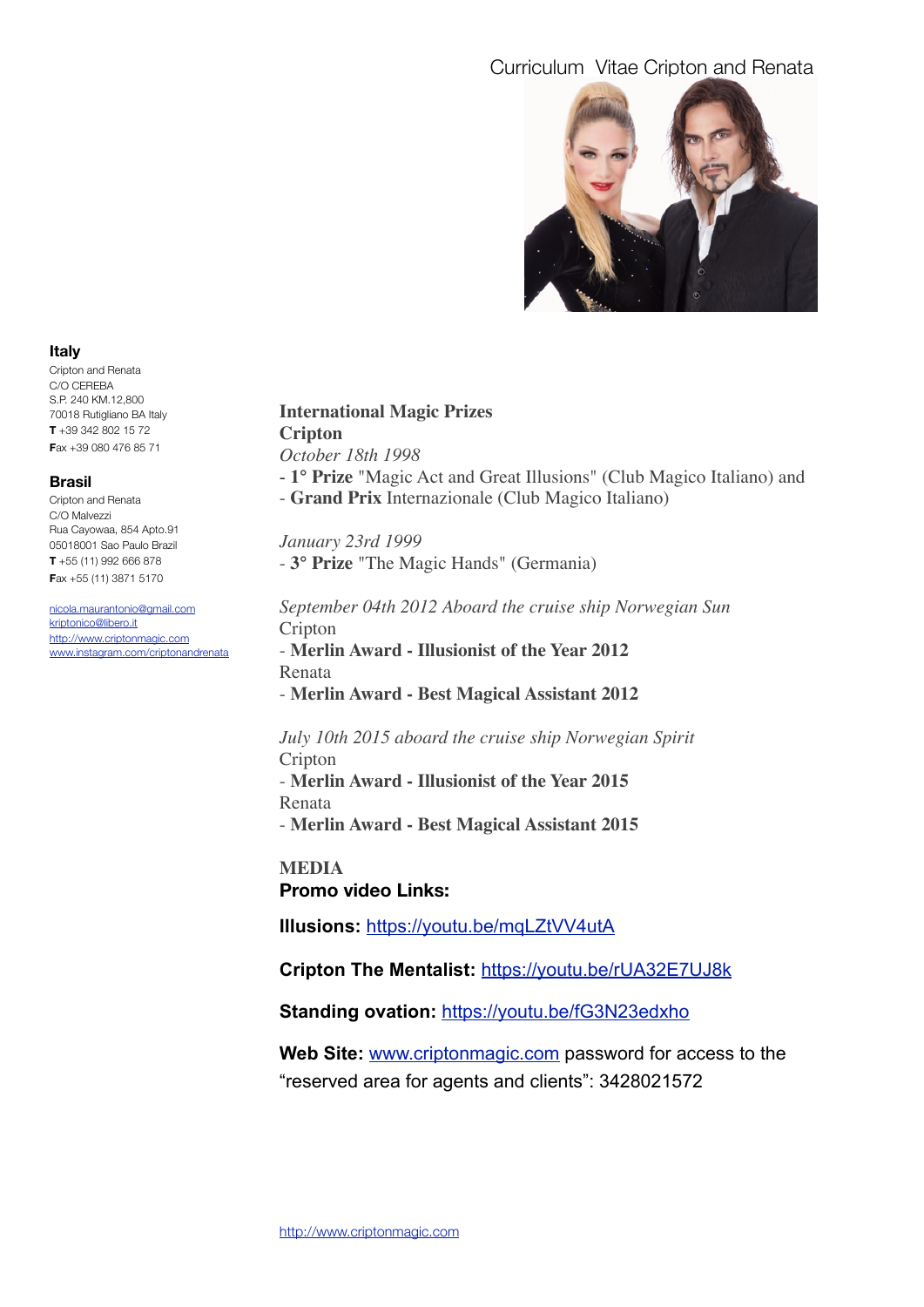# Curriculum Vitae Cripton and Renata

**Italy**
Cripton and Renata
C/O CEREBA
S.P. 240 KM.12,800
70018 Rutigliano BA Italy
**T** +39 342 802 15 72
**F**ax +39 080 476 85 71

**Brasil**
Cripton and Renata
C/O Malvezzi
Rua Cayowaa, 854 Apto.91
05018001 Sao Paulo Brazil
**T** +55 (11) 992 666 878
**F**ax +55 (11) 3871 5170

nicola.maurantonio@gmail.com
kriptonico@libero.it
http://www.criptonmagic.com
www.instagram.com/criptonandrenata

**International Magic Prizes**
**Cripton**
*October 18th 1998*
- **1° Prize** "Magic Act and Great Illusions" (Club Magico Italiano) and
- **Grand Prix** Internazionale (Club Magico Italiano)

*January 23rd 1999*
- **3° Prize** "The Magic Hands" (Germania)

*September 04th 2012 Aboard the cruise ship Norwegian Sun*
Cripton
- **Merlin Award - Illusionist of the Year 2012**
Renata
- **Merlin Award - Best Magical Assistant 2012**

*July 10th 2015 aboard the cruise ship Norwegian Spirit*
Cripton
- **Merlin Award - Illusionist of the Year 2015**
Renata
- **Merlin Award - Best Magical Assistant 2015**

**MEDIA**
**Promo video Links:**

**Illusions:** https://youtu.be/mqLZtVV4utA

**Cripton The Mentalist:** https://youtu.be/rUA32E7UJ8k

**Standing ovation:** https://youtu.be/fG3N23edxho

**Web Site:** www.criptonmagic.com password for access to the "reserved area for agents and clients": 3428021572

http://www.criptonmagic.com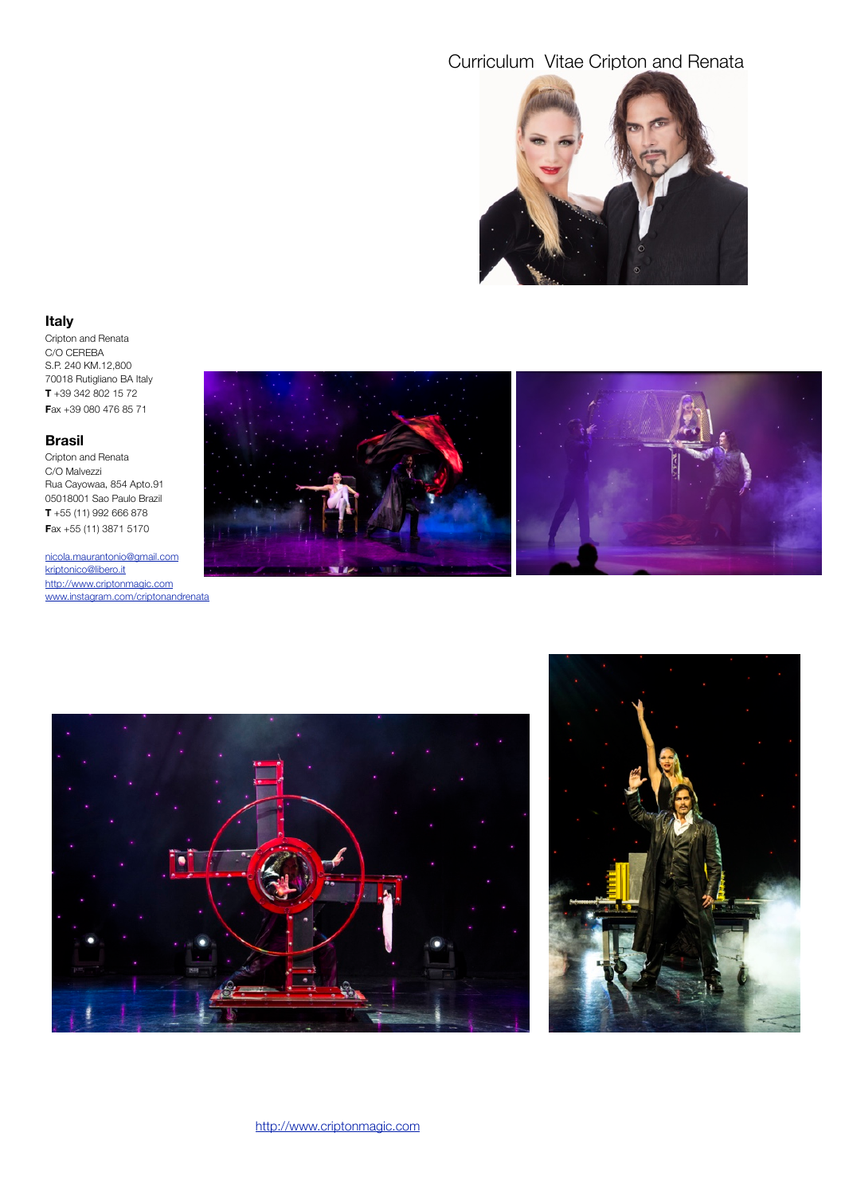# Curriculum  Vitae Cripton and Renata

## Italy

Cripton and Renata
C/O CEREBA
S.P. 240 KM.12,800
70018 Rutigliano BA Italy
**T** +39 342 802 15 72
**F**ax +39 080 476 85 71

## Brasil

Cripton and Renata
C/O Malvezzi
Rua Cayowaa, 854 Apto.91
05018001 Sao Paulo Brazil
**T** +55 (11) 992 666 878
**F**ax +55 (11) 3871 5170

[nicola.maurantonio@gmail.com](mailto:nicola.maurantonio@gmail.com)
[kriptonico@libero.it](mailto:kriptonico@libero.it)
[http://www.criptonmagic.com](http://www.criptonmagic.com)
[www.instagram.com/criptonandrenata](http://www.instagram.com/criptonandrenata)

[http://www.criptonmagic.com](http://www.criptonmagic.com)